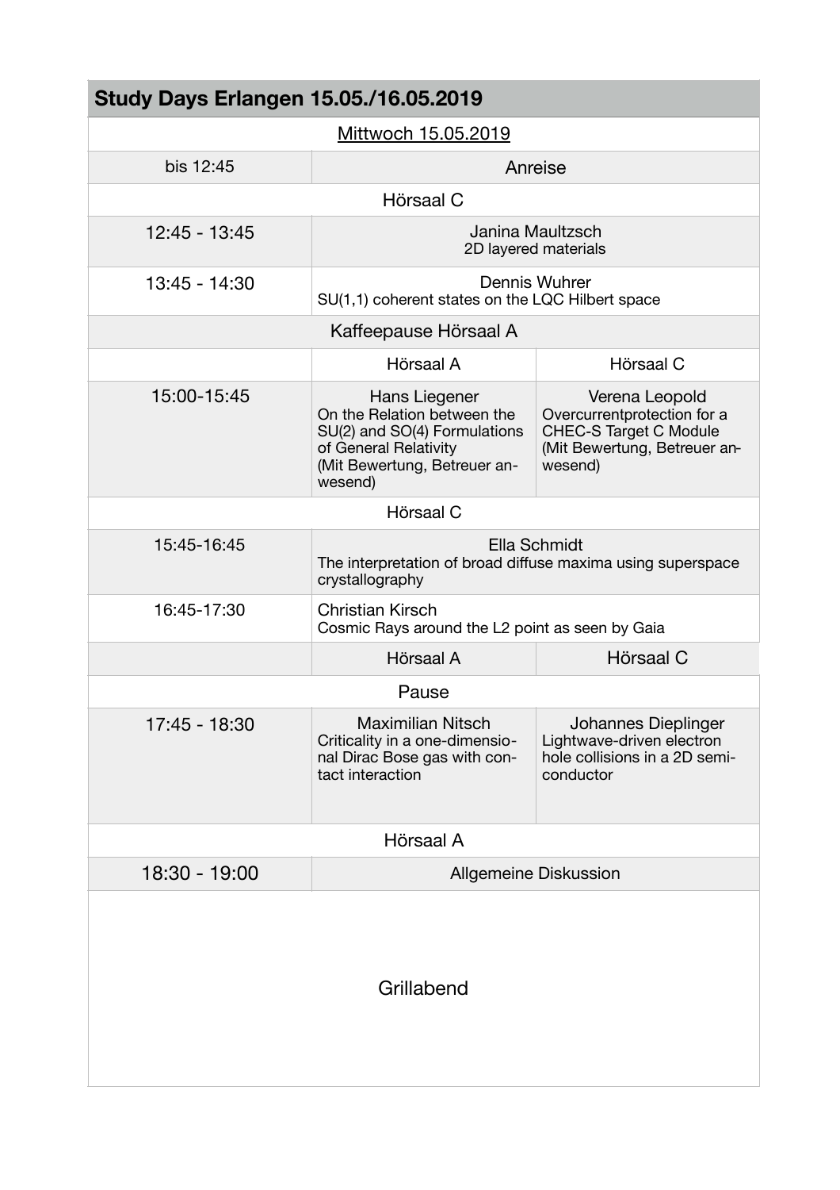# Study Days Erlangen 15.05./16.05.2019

| Mittwoch 15.05.2019 | | |
|---|---|---|
| bis 12:45 | Anreise | |
| Hörsaal C | | |
| 12:45 - 13:45 | Janina Maultzsch<br>2D layered materials | |
| 13:45 - 14:30 | Dennis Wuhrer<br>SU(1,1) coherent states on the LQC Hilbert space | |
| Kaffeepause Hörsaal A | | |
| | Hörsaal A | Hörsaal C |
| 15:00-15:45 | Hans Liegener<br>On the Relation between the SU(2) and SO(4) Formulations of General Relativity<br>(Mit Bewertung, Betreuer anwesend) | Verena Leopold<br>Overcurrentprotection for a CHEC-S Target C Module<br>(Mit Bewertung, Betreuer anwesend) |
| Hörsaal C | | |
| 15:45-16:45 | Ella Schmidt<br>The interpretation of broad diffuse maxima using superspace crystallography | |
| 16:45-17:30 | Christian Kirsch<br>Cosmic Rays around the L2 point as seen by Gaia | |
| | Hörsaal A | Hörsaal C |
| Pause | | |
| 17:45 - 18:30 | Maximilian Nitsch<br>Criticality in a one-dimensional Dirac Bose gas with contact interaction | Johannes Dieplinger<br>Lightwave-driven electron hole collisions in a 2D semiconductor |
| Hörsaal A | | |
| 18:30 - 19:00 | Allgemeine Diskussion | |
| Grillabend | | |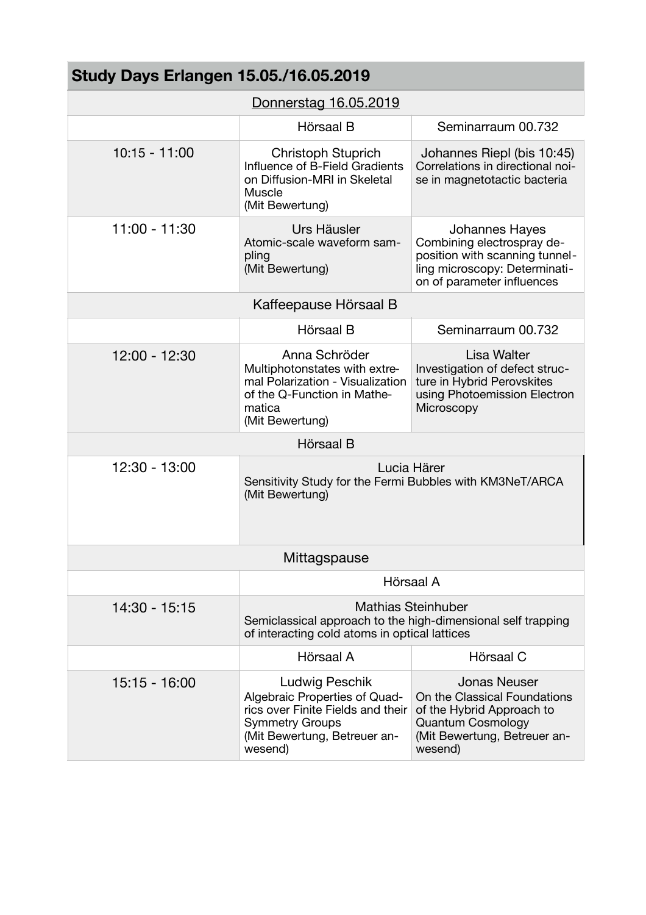## Study Days Erlangen 15.05./16.05.2019

| | | |
|---|---|---|
| Donnerstag 16.05.2019 | | |
| | Hörsaal B | Seminarraum 00.732 |
| 10:15 - 11:00 | Christoph Stuprich<br>Influence of B-Field Gradients on Diffusion-MRI in Skeletal Muscle<br>(Mit Bewertung) | Johannes Riepl (bis 10:45)<br>Correlations in directional noise in magnetotactic bacteria |
| 11:00 - 11:30 | Urs Häusler<br>Atomic-scale waveform sampling<br>(Mit Bewertung) | Johannes Hayes<br>Combining electrospray deposition with scanning tunnelling microscopy: Determination of parameter influences |
| Kaffeepause Hörsaal B | | |
| | Hörsaal B | Seminarraum 00.732 |
| 12:00 - 12:30 | Anna Schröder<br>Multiphotonstates with extremal Polarization - Visualization of the Q-Function in Mathematica<br>(Mit Bewertung) | Lisa Walter<br>Investigation of defect structure in Hybrid Perovskites using Photoemission Electron Microscopy |
| Hörsaal B | | |
| 12:30 - 13:00 | Lucia Härer<br>Sensitivity Study for the Fermi Bubbles with KM3NeT/ARCA<br>(Mit Bewertung) | |
| Mittagspause | | |
| | Hörsaal A | |
| 14:30 - 15:15 | Mathias Steinhuber<br>Semiclassical approach to the high-dimensional self trapping of interacting cold atoms in optical lattices | |
| | Hörsaal A | Hörsaal C |
| 15:15 - 16:00 | Ludwig Peschik<br>Algebraic Properties of Quadrics over Finite Fields and their Symmetry Groups<br>(Mit Bewertung, Betreuer anwesend) | Jonas Neuser<br>On the Classical Foundations of the Hybrid Approach to Quantum Cosmology<br>(Mit Bewertung, Betreuer anwesend) |